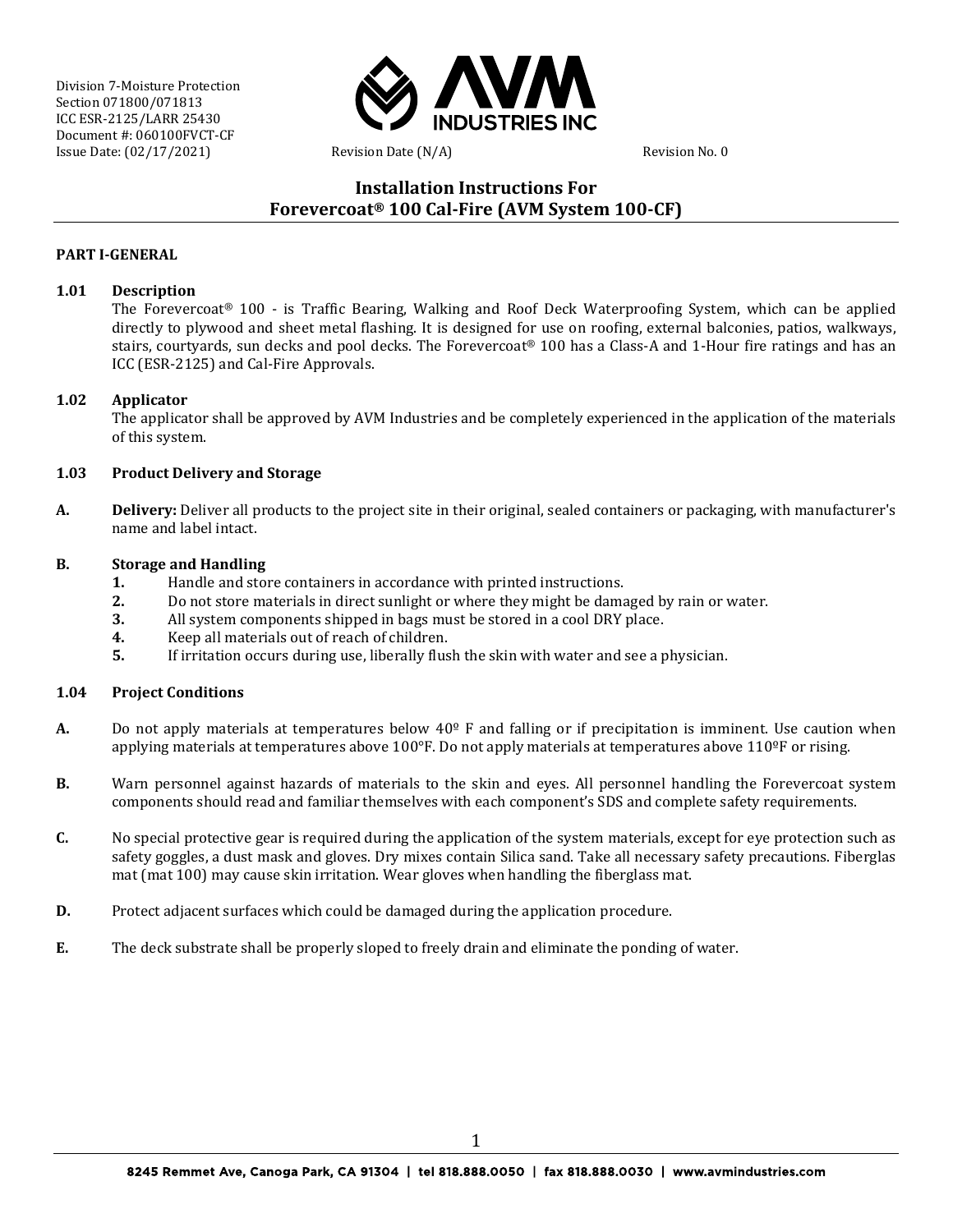Division 7-Moisture Protection
Section 071800/071813
ICC ESR-2125/LARR 25430
Document #: 060100FVCT-CF
Issue Date: (02/17/2021) Revision Date (N/A) Revision No. 0

# Installation Instructions For Forevercoat® 100 Cal-Fire (AVM System 100-CF)

## PART I-GENERAL

### 1.01 Description

The Forevercoat® 100 - is Traffic Bearing, Walking and Roof Deck Waterproofing System, which can be applied directly to plywood and sheet metal flashing. It is designed for use on roofing, external balconies, patios, walkways, stairs, courtyards, sun decks and pool decks. The Forevercoat® 100 has a Class-A and 1-Hour fire ratings and has an ICC (ESR-2125) and Cal-Fire Approvals.

### 1.02 Applicator

The applicator shall be approved by AVM Industries and be completely experienced in the application of the materials of this system.

### 1.03 Product Delivery and Storage

**A. Delivery:** Deliver all products to the project site in their original, sealed containers or packaging, with manufacturer's name and label intact.

**B. Storage and Handling**

1. Handle and store containers in accordance with printed instructions.
2. Do not store materials in direct sunlight or where they might be damaged by rain or water.
3. All system components shipped in bags must be stored in a cool DRY place.
4. Keep all materials out of reach of children.
5. If irritation occurs during use, liberally flush the skin with water and see a physician.

### 1.04 Project Conditions

**A.** Do not apply materials at temperatures below 40º F and falling or if precipitation is imminent. Use caution when applying materials at temperatures above 100°F. Do not apply materials at temperatures above 110ºF or rising.

**B.** Warn personnel against hazards of materials to the skin and eyes. All personnel handling the Forevercoat system components should read and familiar themselves with each component's SDS and complete safety requirements.

**C.** No special protective gear is required during the application of the system materials, except for eye protection such as safety goggles, a dust mask and gloves. Dry mixes contain Silica sand. Take all necessary safety precautions. Fiberglas mat (mat 100) may cause skin irritation. Wear gloves when handling the fiberglass mat.

**D.** Protect adjacent surfaces which could be damaged during the application procedure.

**E.** The deck substrate shall be properly sloped to freely drain and eliminate the ponding of water.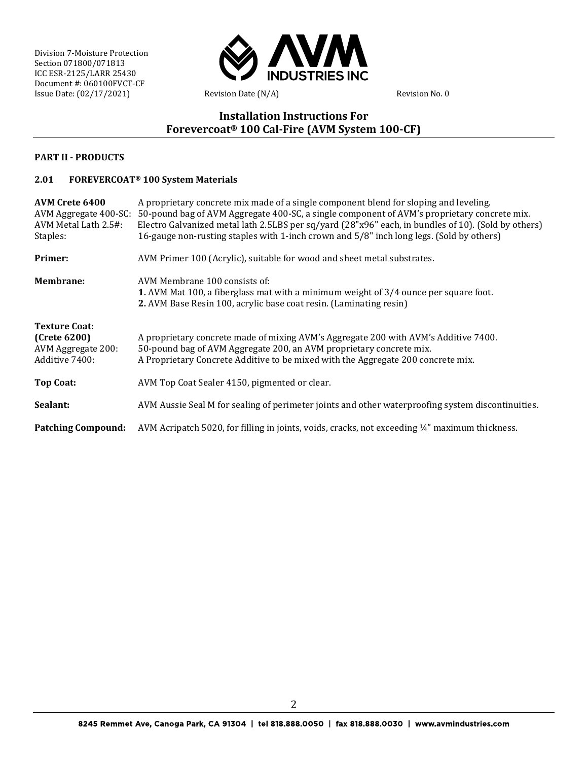# Installation Instructions For Forevercoat® 100 Cal-Fire (AVM System 100-CF)

## PART II - PRODUCTS

### 2.01 FOREVERCOAT® 100 System Materials

**AVM Crete 6400** A proprietary concrete mix made of a single component blend for sloping and leveling.

AVM Aggregate 400-SC: 50-pound bag of AVM Aggregate 400-SC, a single component of AVM's proprietary concrete mix.

AVM Metal Lath 2.5#: Electro Galvanized metal lath 2.5LBS per sq/yard (28"x96" each, in bundles of 10). (Sold by others)

Staples: 16-gauge non-rusting staples with 1-inch crown and 5/8" inch long legs. (Sold by others)

**Primer:** AVM Primer 100 (Acrylic), suitable for wood and sheet metal substrates.

**Membrane:** AVM Membrane 100 consists of:

**1.** AVM Mat 100, a fiberglass mat with a minimum weight of 3/4 ounce per square foot.

**2.** AVM Base Resin 100, acrylic base coat resin. (Laminating resin)

**Texture Coat: (Crete 6200)** A proprietary concrete made of mixing AVM's Aggregate 200 with AVM's Additive 7400.

AVM Aggregate 200: 50-pound bag of AVM Aggregate 200, an AVM proprietary concrete mix.

Additive 7400: A Proprietary Concrete Additive to be mixed with the Aggregate 200 concrete mix.

**Top Coat:** AVM Top Coat Sealer 4150, pigmented or clear.

**Sealant:** AVM Aussie Seal M for sealing of perimeter joints and other waterproofing system discontinuities.

**Patching Compound:** AVM Acripatch 5020, for filling in joints, voids, cracks, not exceeding ¼" maximum thickness.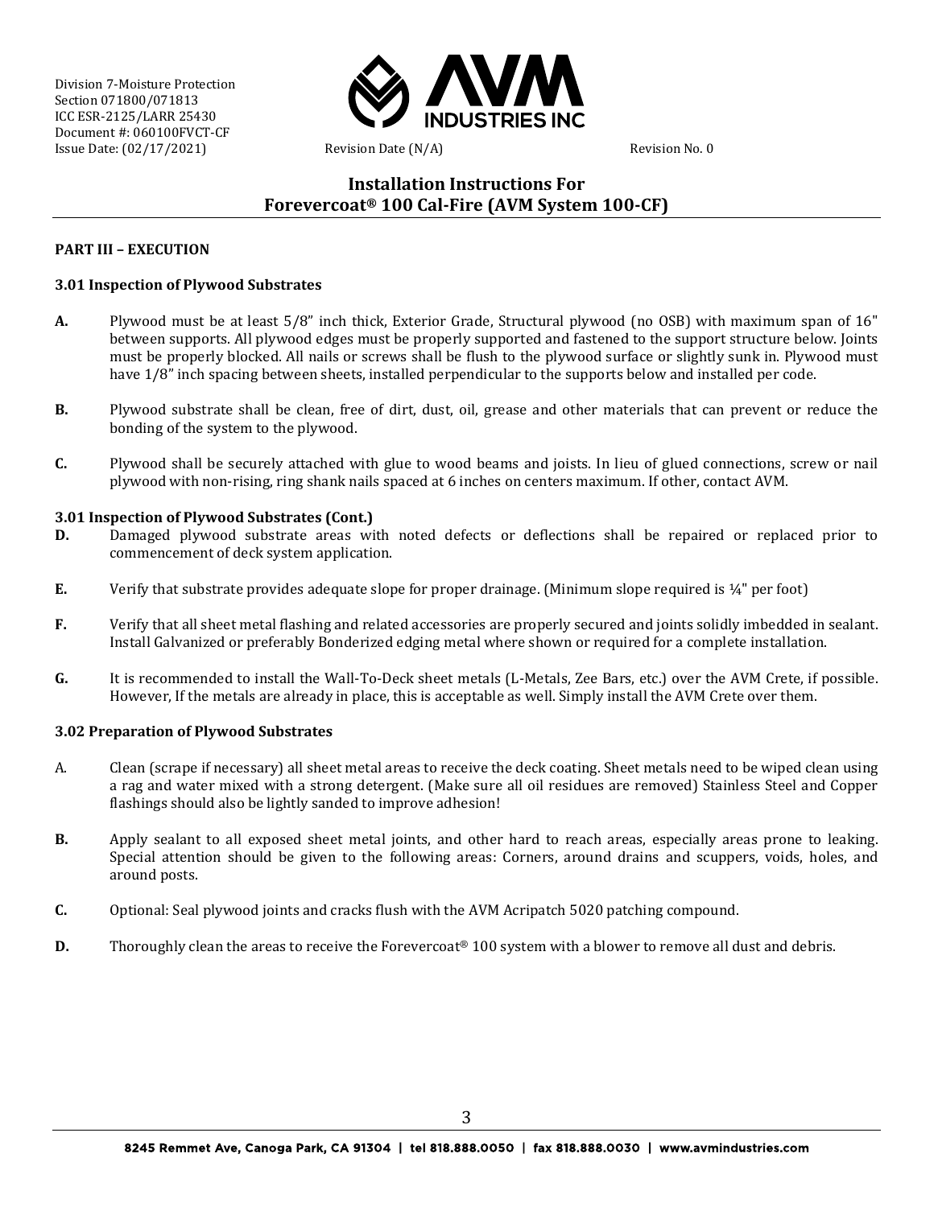## Installation Instructions For Forevercoat® 100 Cal-Fire (AVM System 100-CF)

### PART III – EXECUTION

#### 3.01 Inspection of Plywood Substrates

**A.** Plywood must be at least 5/8" inch thick, Exterior Grade, Structural plywood (no OSB) with maximum span of 16" between supports. All plywood edges must be properly supported and fastened to the support structure below. Joints must be properly blocked. All nails or screws shall be flush to the plywood surface or slightly sunk in. Plywood must have 1/8" inch spacing between sheets, installed perpendicular to the supports below and installed per code.

**B.** Plywood substrate shall be clean, free of dirt, dust, oil, grease and other materials that can prevent or reduce the bonding of the system to the plywood.

**C.** Plywood shall be securely attached with glue to wood beams and joists. In lieu of glued connections, screw or nail plywood with non-rising, ring shank nails spaced at 6 inches on centers maximum. If other, contact AVM.

#### 3.01 Inspection of Plywood Substrates (Cont.)

**D.** Damaged plywood substrate areas with noted defects or deflections shall be repaired or replaced prior to commencement of deck system application.

**E.** Verify that substrate provides adequate slope for proper drainage. (Minimum slope required is ¼" per foot)

**F.** Verify that all sheet metal flashing and related accessories are properly secured and joints solidly imbedded in sealant. Install Galvanized or preferably Bonderized edging metal where shown or required for a complete installation.

**G.** It is recommended to install the Wall-To-Deck sheet metals (L-Metals, Zee Bars, etc.) over the AVM Crete, if possible. However, If the metals are already in place, this is acceptable as well. Simply install the AVM Crete over them.

#### 3.02 Preparation of Plywood Substrates

A. Clean (scrape if necessary) all sheet metal areas to receive the deck coating. Sheet metals need to be wiped clean using a rag and water mixed with a strong detergent. (Make sure all oil residues are removed) Stainless Steel and Copper flashings should also be lightly sanded to improve adhesion!

**B.** Apply sealant to all exposed sheet metal joints, and other hard to reach areas, especially areas prone to leaking. Special attention should be given to the following areas: Corners, around drains and scuppers, voids, holes, and around posts.

**C.** Optional: Seal plywood joints and cracks flush with the AVM Acripatch 5020 patching compound.

**D.** Thoroughly clean the areas to receive the Forevercoat® 100 system with a blower to remove all dust and debris.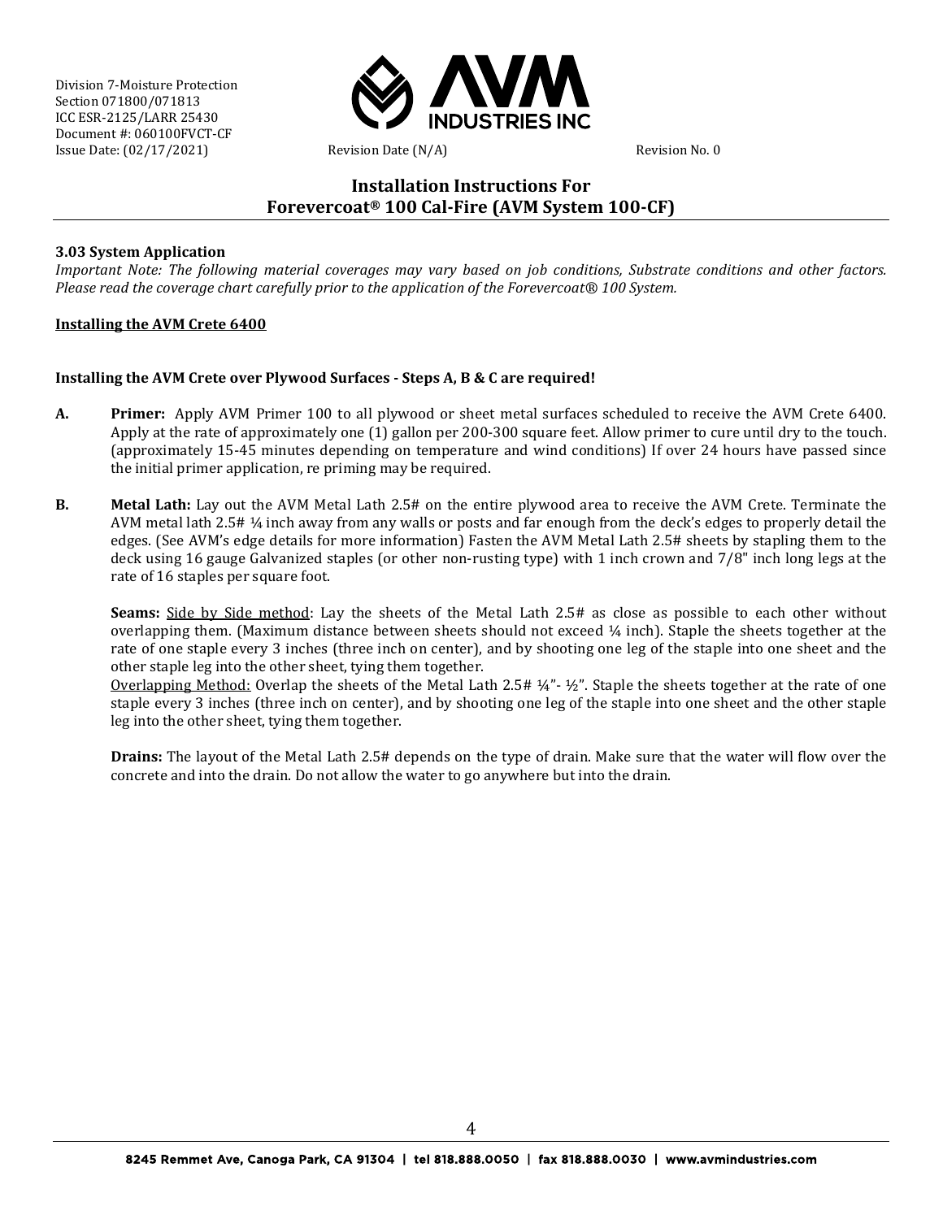**3.03 System Application**

*Important Note: The following material coverages may vary based on job conditions, Substrate conditions and other factors. Please read the coverage chart carefully prior to the application of the Forevercoat® 100 System.*

**Installing the AVM Crete 6400**

**Installing the AVM Crete over Plywood Surfaces - Steps A, B & C are required!**

**A. Primer:** Apply AVM Primer 100 to all plywood or sheet metal surfaces scheduled to receive the AVM Crete 6400. Apply at the rate of approximately one (1) gallon per 200-300 square feet. Allow primer to cure until dry to the touch. (approximately 15-45 minutes depending on temperature and wind conditions) If over 24 hours have passed since the initial primer application, re priming may be required.

**B. Metal Lath:** Lay out the AVM Metal Lath 2.5# on the entire plywood area to receive the AVM Crete. Terminate the AVM metal lath 2.5# ¼ inch away from any walls or posts and far enough from the deck's edges to properly detail the edges. (See AVM's edge details for more information) Fasten the AVM Metal Lath 2.5# sheets by stapling them to the deck using 16 gauge Galvanized staples (or other non-rusting type) with 1 inch crown and 7/8" inch long legs at the rate of 16 staples per square foot.

**Seams:** Side by Side method: Lay the sheets of the Metal Lath 2.5# as close as possible to each other without overlapping them. (Maximum distance between sheets should not exceed ¼ inch). Staple the sheets together at the rate of one staple every 3 inches (three inch on center), and by shooting one leg of the staple into one sheet and the other staple leg into the other sheet, tying them together.
Overlapping Method: Overlap the sheets of the Metal Lath 2.5# ¼"- ½". Staple the sheets together at the rate of one staple every 3 inches (three inch on center), and by shooting one leg of the staple into one sheet and the other staple leg into the other sheet, tying them together.

**Drains:** The layout of the Metal Lath 2.5# depends on the type of drain. Make sure that the water will flow over the concrete and into the drain. Do not allow the water to go anywhere but into the drain.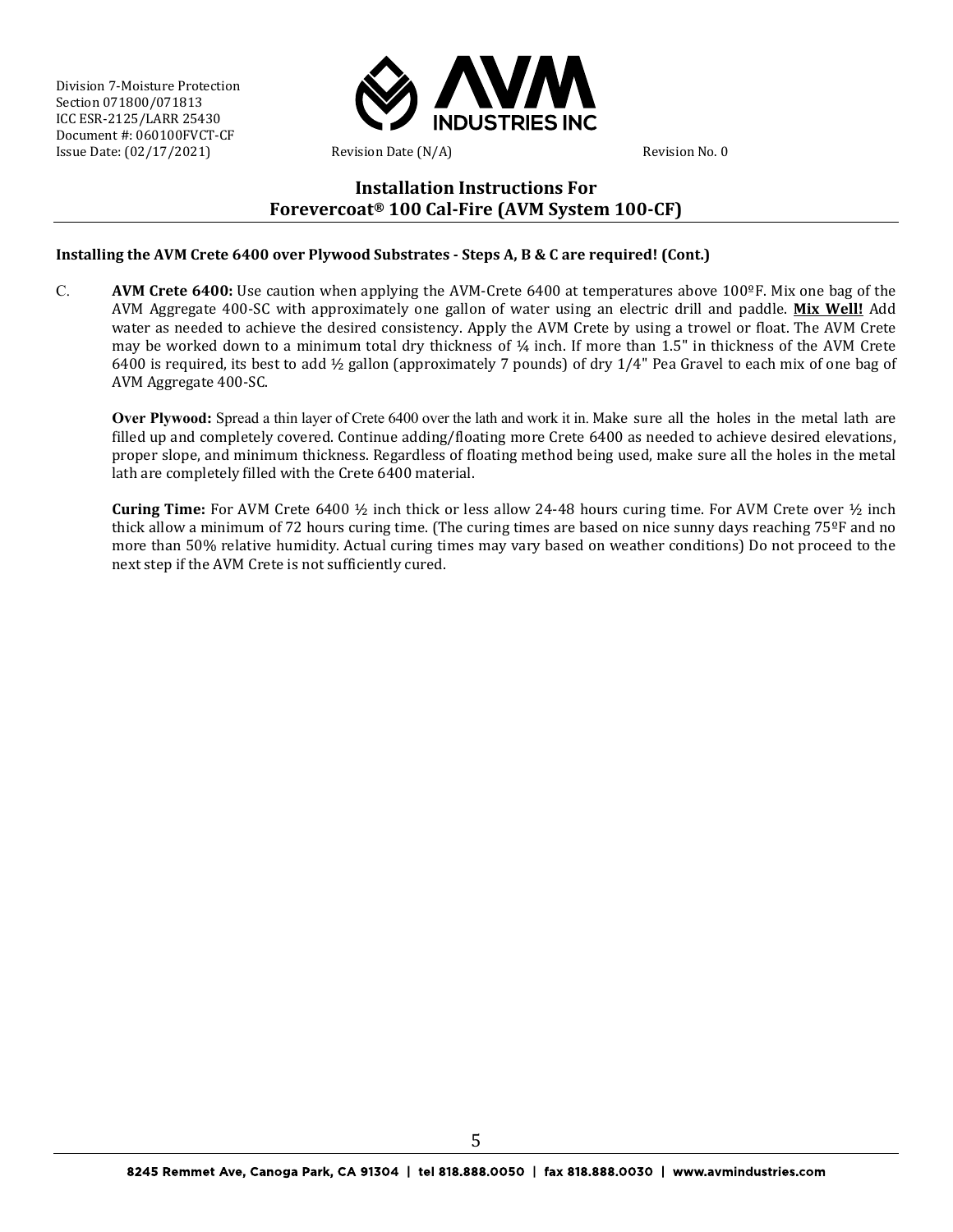## Installing the AVM Crete 6400 over Plywood Substrates - Steps A, B & C are required! (Cont.)

C. **AVM Crete 6400:** Use caution when applying the AVM-Crete 6400 at temperatures above 100ºF. Mix one bag of the AVM Aggregate 400-SC with approximately one gallon of water using an electric drill and paddle. **Mix Well!** Add water as needed to achieve the desired consistency. Apply the AVM Crete by using a trowel or float. The AVM Crete may be worked down to a minimum total dry thickness of ¼ inch. If more than 1.5" in thickness of the AVM Crete 6400 is required, its best to add ½ gallon (approximately 7 pounds) of dry 1/4" Pea Gravel to each mix of one bag of AVM Aggregate 400-SC.

**Over Plywood:** Spread a thin layer of Crete 6400 over the lath and work it in. Make sure all the holes in the metal lath are filled up and completely covered. Continue adding/floating more Crete 6400 as needed to achieve desired elevations, proper slope, and minimum thickness. Regardless of floating method being used, make sure all the holes in the metal lath are completely filled with the Crete 6400 material.

**Curing Time:** For AVM Crete 6400 ½ inch thick or less allow 24-48 hours curing time. For AVM Crete over ½ inch thick allow a minimum of 72 hours curing time. (The curing times are based on nice sunny days reaching 75ºF and no more than 50% relative humidity. Actual curing times may vary based on weather conditions) Do not proceed to the next step if the AVM Crete is not sufficiently cured.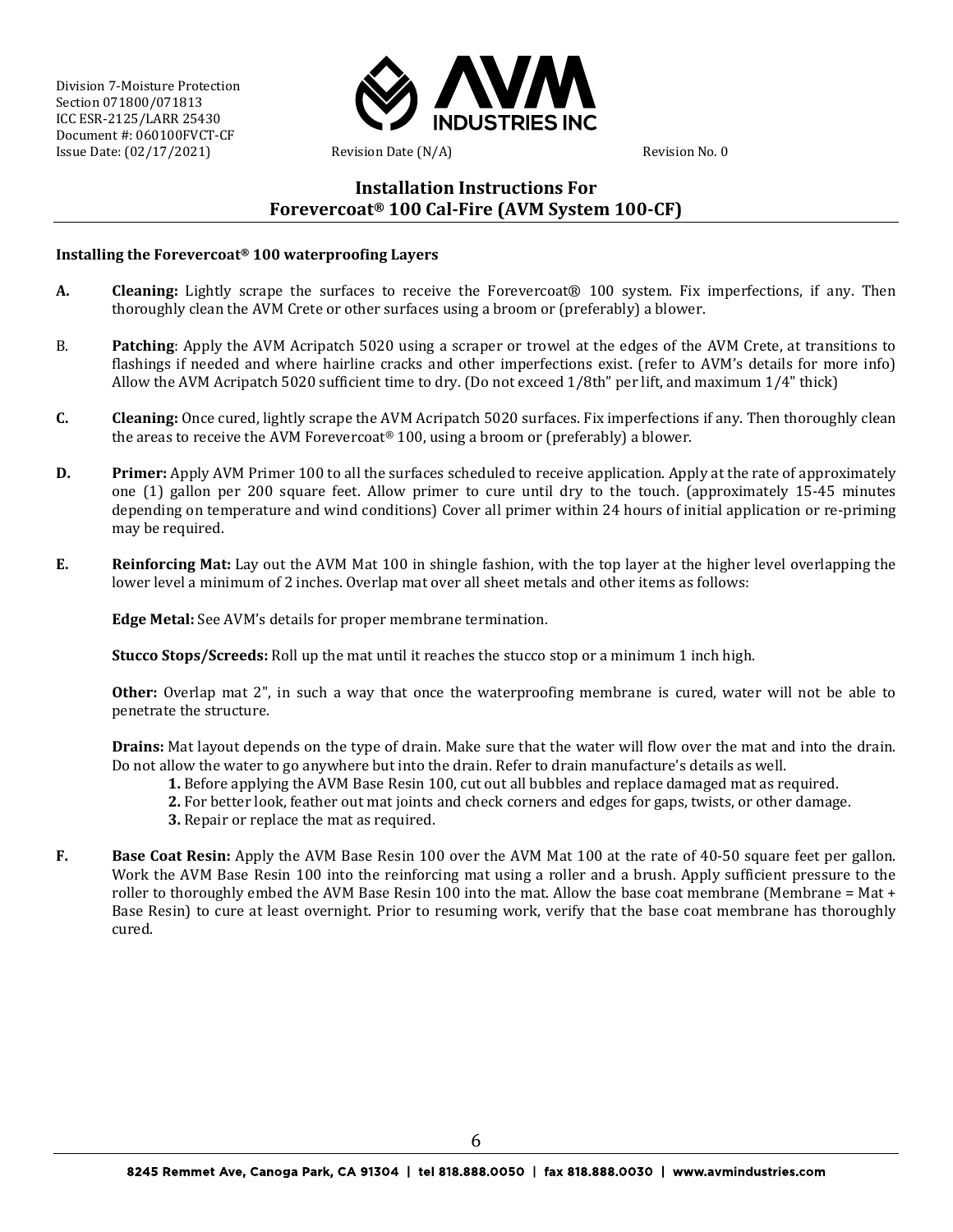## Installation Instructions For Forevercoat® 100 Cal-Fire (AVM System 100-CF)

**Installing the Forevercoat® 100 waterproofing Layers**

**A. Cleaning:** Lightly scrape the surfaces to receive the Forevercoat® 100 system. Fix imperfections, if any. Then thoroughly clean the AVM Crete or other surfaces using a broom or (preferably) a blower.

B. **Patching**: Apply the AVM Acripatch 5020 using a scraper or trowel at the edges of the AVM Crete, at transitions to flashings if needed and where hairline cracks and other imperfections exist. (refer to AVM's details for more info) Allow the AVM Acripatch 5020 sufficient time to dry. (Do not exceed 1/8th" per lift, and maximum 1/4" thick)

**C. Cleaning:** Once cured, lightly scrape the AVM Acripatch 5020 surfaces. Fix imperfections if any. Then thoroughly clean the areas to receive the AVM Forevercoat® 100, using a broom or (preferably) a blower.

**D. Primer:** Apply AVM Primer 100 to all the surfaces scheduled to receive application. Apply at the rate of approximately one (1) gallon per 200 square feet. Allow primer to cure until dry to the touch. (approximately 15-45 minutes depending on temperature and wind conditions) Cover all primer within 24 hours of initial application or re-priming may be required.

**E. Reinforcing Mat:** Lay out the AVM Mat 100 in shingle fashion, with the top layer at the higher level overlapping the lower level a minimum of 2 inches. Overlap mat over all sheet metals and other items as follows:

**Edge Metal:** See AVM's details for proper membrane termination.

**Stucco Stops/Screeds:** Roll up the mat until it reaches the stucco stop or a minimum 1 inch high.

**Other:** Overlap mat 2", in such a way that once the waterproofing membrane is cured, water will not be able to penetrate the structure.

**Drains:** Mat layout depends on the type of drain. Make sure that the water will flow over the mat and into the drain. Do not allow the water to go anywhere but into the drain. Refer to drain manufacture's details as well.

1. Before applying the AVM Base Resin 100, cut out all bubbles and replace damaged mat as required.
2. For better look, feather out mat joints and check corners and edges for gaps, twists, or other damage.
3. Repair or replace the mat as required.

**F. Base Coat Resin:** Apply the AVM Base Resin 100 over the AVM Mat 100 at the rate of 40-50 square feet per gallon. Work the AVM Base Resin 100 into the reinforcing mat using a roller and a brush. Apply sufficient pressure to the roller to thoroughly embed the AVM Base Resin 100 into the mat. Allow the base coat membrane (Membrane = Mat + Base Resin) to cure at least overnight. Prior to resuming work, verify that the base coat membrane has thoroughly cured.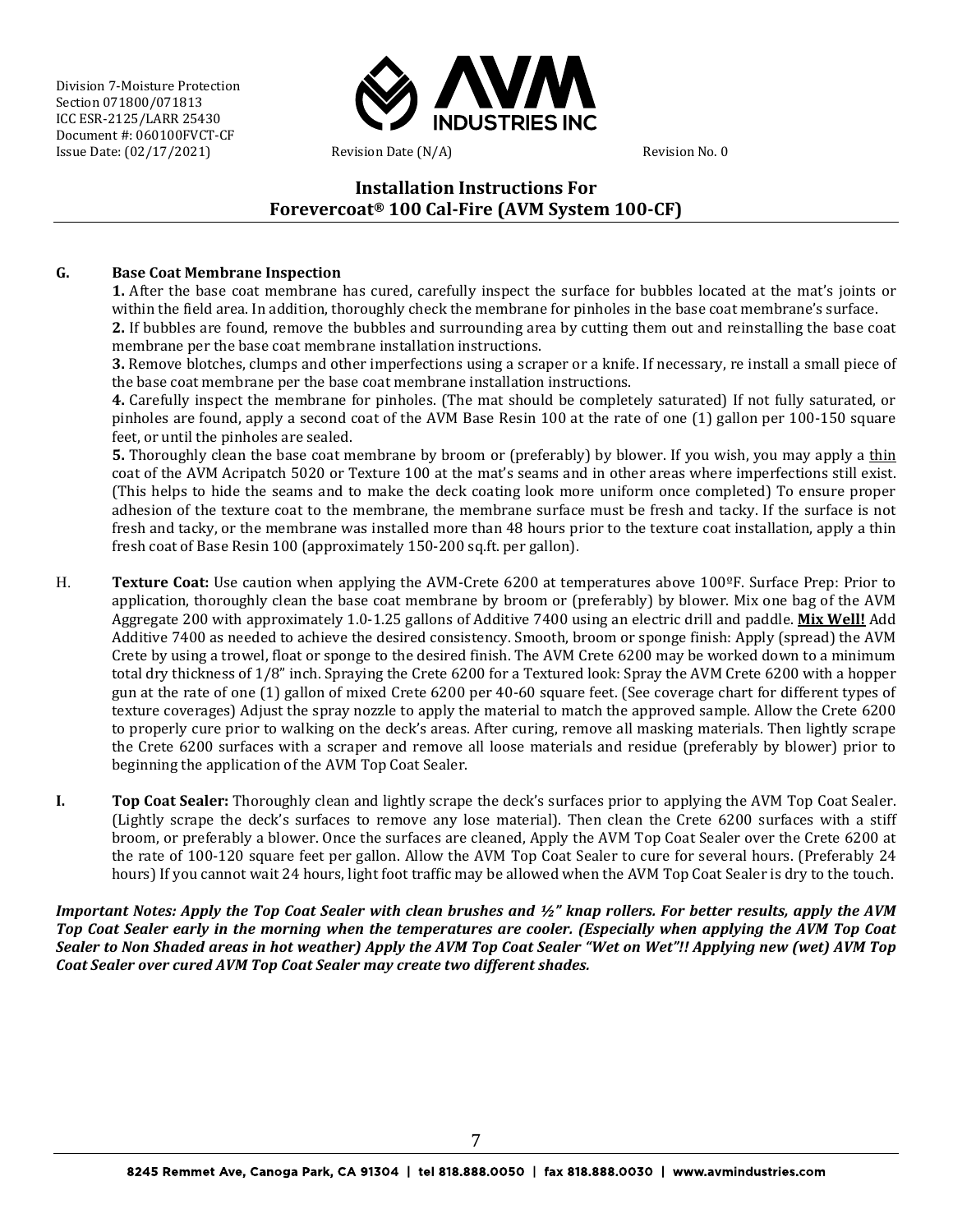Division 7-Moisture Protection
Section 071800/071813
ICC ESR-2125/LARR 25430
Document #: 060100FVCT-CF
Issue Date: (02/17/2021) Revision Date (N/A) Revision No. 0

## Installation Instructions For Forevercoat® 100 Cal-Fire (AVM System 100-CF)

**G. Base Coat Membrane Inspection**

**1.** After the base coat membrane has cured, carefully inspect the surface for bubbles located at the mat's joints or within the field area. In addition, thoroughly check the membrane for pinholes in the base coat membrane's surface.

**2.** If bubbles are found, remove the bubbles and surrounding area by cutting them out and reinstalling the base coat membrane per the base coat membrane installation instructions.

**3.** Remove blotches, clumps and other imperfections using a scraper or a knife. If necessary, re install a small piece of the base coat membrane per the base coat membrane installation instructions.

**4.** Carefully inspect the membrane for pinholes. (The mat should be completely saturated) If not fully saturated, or pinholes are found, apply a second coat of the AVM Base Resin 100 at the rate of one (1) gallon per 100-150 square feet, or until the pinholes are sealed.

**5.** Thoroughly clean the base coat membrane by broom or (preferably) by blower. If you wish, you may apply a thin coat of the AVM Acripatch 5020 or Texture 100 at the mat's seams and in other areas where imperfections still exist. (This helps to hide the seams and to make the deck coating look more uniform once completed) To ensure proper adhesion of the texture coat to the membrane, the membrane surface must be fresh and tacky. If the surface is not fresh and tacky, or the membrane was installed more than 48 hours prior to the texture coat installation, apply a thin fresh coat of Base Resin 100 (approximately 150-200 sq.ft. per gallon).

H. **Texture Coat:** Use caution when applying the AVM-Crete 6200 at temperatures above 100ºF. Surface Prep: Prior to application, thoroughly clean the base coat membrane by broom or (preferably) by blower. Mix one bag of the AVM Aggregate 200 with approximately 1.0-1.25 gallons of Additive 7400 using an electric drill and paddle. **Mix Well!** Add Additive 7400 as needed to achieve the desired consistency. Smooth, broom or sponge finish: Apply (spread) the AVM Crete by using a trowel, float or sponge to the desired finish. The AVM Crete 6200 may be worked down to a minimum total dry thickness of 1/8" inch. Spraying the Crete 6200 for a Textured look: Spray the AVM Crete 6200 with a hopper gun at the rate of one (1) gallon of mixed Crete 6200 per 40-60 square feet. (See coverage chart for different types of texture coverages) Adjust the spray nozzle to apply the material to match the approved sample. Allow the Crete 6200 to properly cure prior to walking on the deck's areas. After curing, remove all masking materials. Then lightly scrape the Crete 6200 surfaces with a scraper and remove all loose materials and residue (preferably by blower) prior to beginning the application of the AVM Top Coat Sealer.

**I. Top Coat Sealer:** Thoroughly clean and lightly scrape the deck's surfaces prior to applying the AVM Top Coat Sealer. (Lightly scrape the deck's surfaces to remove any lose material). Then clean the Crete 6200 surfaces with a stiff broom, or preferably a blower. Once the surfaces are cleaned, Apply the AVM Top Coat Sealer over the Crete 6200 at the rate of 100-120 square feet per gallon. Allow the AVM Top Coat Sealer to cure for several hours. (Preferably 24 hours) If you cannot wait 24 hours, light foot traffic may be allowed when the AVM Top Coat Sealer is dry to the touch.

***Important Notes: Apply the Top Coat Sealer with clean brushes and ½" knap rollers. For better results, apply the AVM Top Coat Sealer early in the morning when the temperatures are cooler. (Especially when applying the AVM Top Coat Sealer to Non Shaded areas in hot weather) Apply the AVM Top Coat Sealer "Wet on Wet"!! Applying new (wet) AVM Top Coat Sealer over cured AVM Top Coat Sealer may create two different shades.***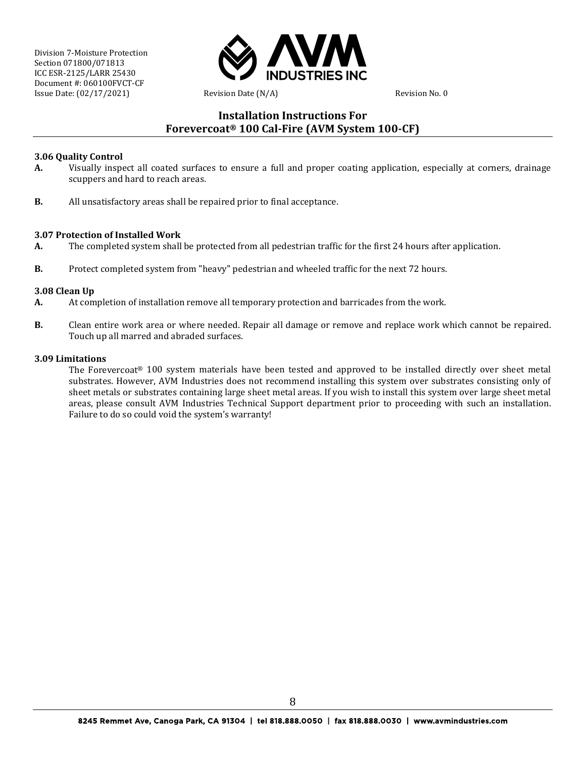### 3.06 Quality Control

**A.** Visually inspect all coated surfaces to ensure a full and proper coating application, especially at corners, drainage scuppers and hard to reach areas.

**B.** All unsatisfactory areas shall be repaired prior to final acceptance.

### 3.07 Protection of Installed Work

**A.** The completed system shall be protected from all pedestrian traffic for the first 24 hours after application.

**B.** Protect completed system from "heavy" pedestrian and wheeled traffic for the next 72 hours.

### 3.08 Clean Up

**A.** At completion of installation remove all temporary protection and barricades from the work.

**B.** Clean entire work area or where needed. Repair all damage or remove and replace work which cannot be repaired. Touch up all marred and abraded surfaces.

### 3.09 Limitations

The Forevercoat® 100 system materials have been tested and approved to be installed directly over sheet metal substrates. However, AVM Industries does not recommend installing this system over substrates consisting only of sheet metals or substrates containing large sheet metal areas. If you wish to install this system over large sheet metal areas, please consult AVM Industries Technical Support department prior to proceeding with such an installation. Failure to do so could void the system's warranty!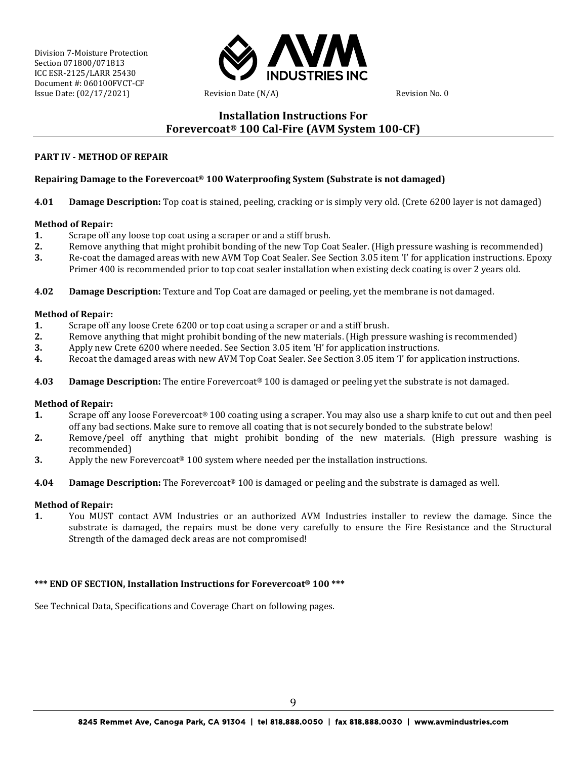## Installation Instructions For Forevercoat® 100 Cal-Fire (AVM System 100-CF)

**PART IV - METHOD OF REPAIR**

**Repairing Damage to the Forevercoat® 100 Waterproofing System (Substrate is not damaged)**

**4.01 Damage Description:** Top coat is stained, peeling, cracking or is simply very old. (Crete 6200 layer is not damaged)

**Method of Repair:**

1. Scrape off any loose top coat using a scraper or and a stiff brush.
2. Remove anything that might prohibit bonding of the new Top Coat Sealer. (High pressure washing is recommended)
3. Re-coat the damaged areas with new AVM Top Coat Sealer. See Section 3.05 item 'I' for application instructions. Epoxy Primer 400 is recommended prior to top coat sealer installation when existing deck coating is over 2 years old.

**4.02 Damage Description:** Texture and Top Coat are damaged or peeling, yet the membrane is not damaged.

**Method of Repair:**

1. Scrape off any loose Crete 6200 or top coat using a scraper or and a stiff brush.
2. Remove anything that might prohibit bonding of the new materials. (High pressure washing is recommended)
3. Apply new Crete 6200 where needed. See Section 3.05 item 'H' for application instructions.
4. Recoat the damaged areas with new AVM Top Coat Sealer. See Section 3.05 item 'I' for application instructions.

**4.03 Damage Description:** The entire Forevercoat® 100 is damaged or peeling yet the substrate is not damaged.

**Method of Repair:**

1. Scrape off any loose Forevercoat® 100 coating using a scraper. You may also use a sharp knife to cut out and then peel off any bad sections. Make sure to remove all coating that is not securely bonded to the substrate below!
2. Remove/peel off anything that might prohibit bonding of the new materials. (High pressure washing is recommended)
3. Apply the new Forevercoat® 100 system where needed per the installation instructions.

**4.04 Damage Description:** The Forevercoat® 100 is damaged or peeling and the substrate is damaged as well.

**Method of Repair:**

1. You MUST contact AVM Industries or an authorized AVM Industries installer to review the damage. Since the substrate is damaged, the repairs must be done very carefully to ensure the Fire Resistance and the Structural Strength of the damaged deck areas are not compromised!

**\*\*\* END OF SECTION, Installation Instructions for Forevercoat® 100 \*\*\***

See Technical Data, Specifications and Coverage Chart on following pages.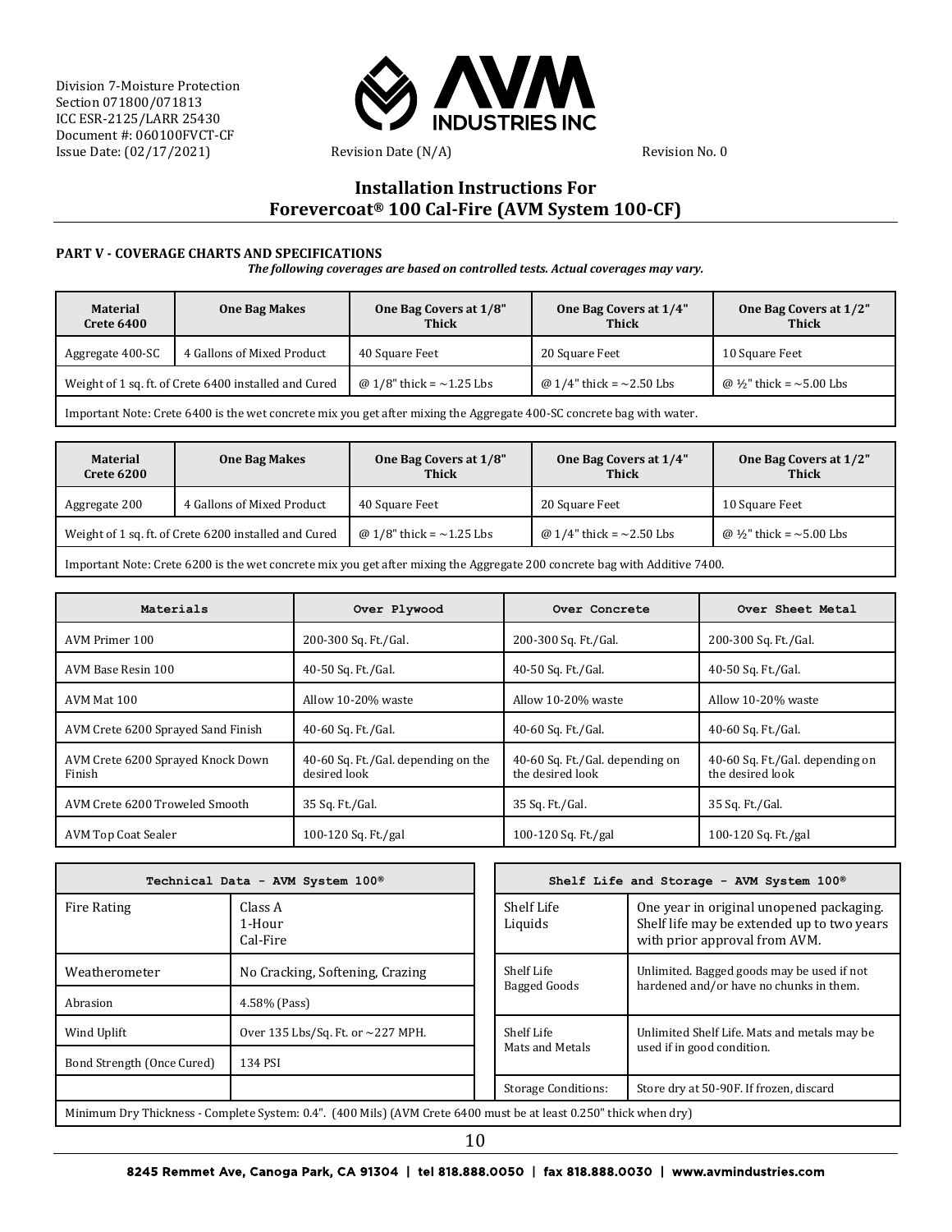Division 7-Moisture Protection
Section 071800/071813
ICC ESR-2125/LARR 25430
Document #: 060100FVCT-CF
Issue Date: (02/17/2021) Revision Date (N/A) Revision No. 0

## Installation Instructions For Forevercoat® 100 Cal-Fire (AVM System 100-CF)

### PART V - COVERAGE CHARTS AND SPECIFICATIONS

***The following coverages are based on controlled tests. Actual coverages may vary.***

| Material Crete 6400 | One Bag Makes | One Bag Covers at 1/8" Thick | One Bag Covers at 1/4" Thick | One Bag Covers at 1/2" Thick |
|---|---|---|---|---|
| Aggregate 400-SC | 4 Gallons of Mixed Product | 40 Square Feet | 20 Square Feet | 10 Square Feet |
| Weight of 1 sq. ft. of Crete 6400 installed and Cured | | @ 1/8" thick = ~1.25 Lbs | @ 1/4" thick = ~2.50 Lbs | @ ½" thick = ~5.00 Lbs |
| Important Note: Crete 6400 is the wet concrete mix you get after mixing the Aggregate 400-SC concrete bag with water. | | | | |

| Material Crete 6200 | One Bag Makes | One Bag Covers at 1/8" Thick | One Bag Covers at 1/4" Thick | One Bag Covers at 1/2" Thick |
|---|---|---|---|---|
| Aggregate 200 | 4 Gallons of Mixed Product | 40 Square Feet | 20 Square Feet | 10 Square Feet |
| Weight of 1 sq. ft. of Crete 6200 installed and Cured | | @ 1/8" thick = ~1.25 Lbs | @ 1/4" thick = ~2.50 Lbs | @ ½" thick = ~5.00 Lbs |
| Important Note: Crete 6200 is the wet concrete mix you get after mixing the Aggregate 200 concrete bag with Additive 7400. | | | | |

| Materials | Over Plywood | Over Concrete | Over Sheet Metal |
|---|---|---|---|
| AVM Primer 100 | 200-300 Sq. Ft./Gal. | 200-300 Sq. Ft./Gal. | 200-300 Sq. Ft./Gal. |
| AVM Base Resin 100 | 40-50 Sq. Ft./Gal. | 40-50 Sq. Ft./Gal. | 40-50 Sq. Ft./Gal. |
| AVM Mat 100 | Allow 10-20% waste | Allow 10-20% waste | Allow 10-20% waste |
| AVM Crete 6200 Sprayed Sand Finish | 40-60 Sq. Ft./Gal. | 40-60 Sq. Ft./Gal. | 40-60 Sq. Ft./Gal. |
| AVM Crete 6200 Sprayed Knock Down Finish | 40-60 Sq. Ft./Gal. depending on the desired look | 40-60 Sq. Ft./Gal. depending on the desired look | 40-60 Sq. Ft./Gal. depending on the desired look |
| AVM Crete 6200 Troweled Smooth | 35 Sq. Ft./Gal. | 35 Sq. Ft./Gal. | 35 Sq. Ft./Gal. |
| AVM Top Coat Sealer | 100-120 Sq. Ft./gal | 100-120 Sq. Ft./gal | 100-120 Sq. Ft./gal |

| Technical Data - AVM System 100® | |
|---|---|
| Fire Rating | Class A 1-Hour Cal-Fire |
| Weatherometer | No Cracking, Softening, Crazing |
| Abrasion | 4.58% (Pass) |
| Wind Uplift | Over 135 Lbs/Sq. Ft. or ~227 MPH. |
| Bond Strength (Once Cured) | 134 PSI |

| Shelf Life and Storage - AVM System 100® | |
|---|---|
| Shelf Life Liquids | One year in original unopened packaging. Shelf life may be extended up to two years with prior approval from AVM. |
| Shelf Life Bagged Goods | Unlimited. Bagged goods may be used if not hardened and/or have no chunks in them. |
| Shelf Life Mats and Metals | Unlimited Shelf Life. Mats and metals may be used if in good condition. |
| Storage Conditions: | Store dry at 50-90F. If frozen, discard |

Minimum Dry Thickness - Complete System: 0.4". (400 Mils) (AVM Crete 6400 must be at least 0.250" thick when dry)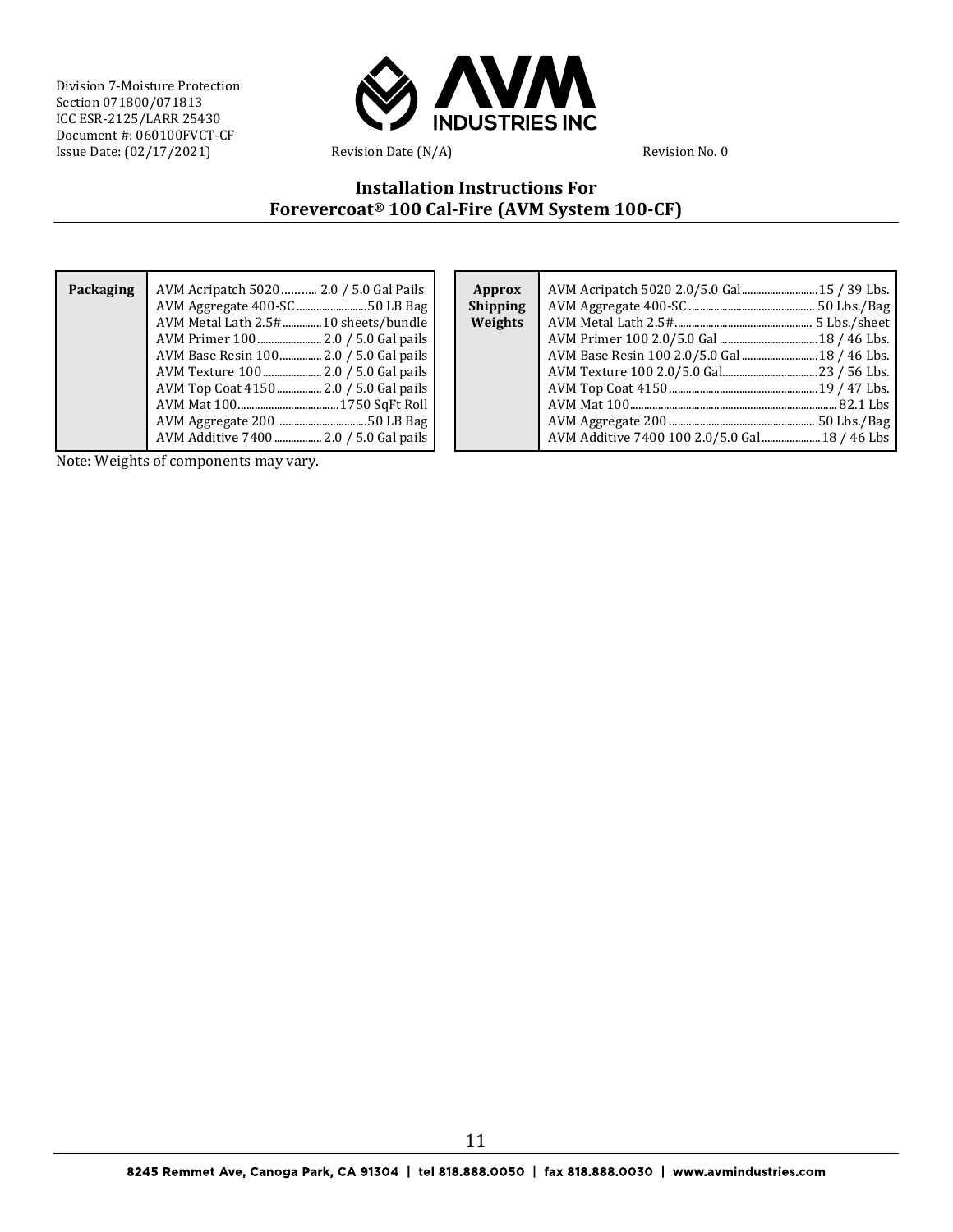Division 7-Moisture Protection
Section 071800/071813
ICC ESR-2125/LARR 25430
Document #: 060100FVCT-CF
Issue Date: (02/17/2021) Revision Date (N/A) Revision No. 0

## Installation Instructions For Forevercoat® 100 Cal-Fire (AVM System 100-CF)

| | |
|---|---|
| **Packaging** | AVM Acripatch 5020 ........ 2.0 / 5.0 Gal Pails<br>AVM Aggregate 400-SC ........ 50 LB Bag<br>AVM Metal Lath 2.5# ........ 10 sheets/bundle<br>AVM Primer 100 ........ 2.0 / 5.0 Gal pails<br>AVM Base Resin 100 ........ 2.0 / 5.0 Gal pails<br>AVM Texture 100 ........ 2.0 / 5.0 Gal pails<br>AVM Top Coat 4150 ........ 2.0 / 5.0 Gal pails<br>AVM Mat 100 ........ 1750 SqFt Roll<br>AVM Aggregate 200 ........ 50 LB Bag<br>AVM Additive 7400 ........ 2.0 / 5.0 Gal pails |

| | |
|---|---|
| **Approx Shipping Weights** | AVM Acripatch 5020 2.0/5.0 Gal ........ 15 / 39 Lbs.<br>AVM Aggregate 400-SC ........ 50 Lbs./Bag<br>AVM Metal Lath 2.5# ........ 5 Lbs./sheet<br>AVM Primer 100 2.0/5.0 Gal ........ 18 / 46 Lbs.<br>AVM Base Resin 100 2.0/5.0 Gal ........ 18 / 46 Lbs.<br>AVM Texture 100 2.0/5.0 Gal ........ 23 / 56 Lbs.<br>AVM Top Coat 4150 ........ 19 / 47 Lbs.<br>AVM Mat 100 ........ 82.1 Lbs<br>AVM Aggregate 200 ........ 50 Lbs./Bag<br>AVM Additive 7400 100 2.0/5.0 Gal ........ 18 / 46 Lbs |

Note: Weights of components may vary.